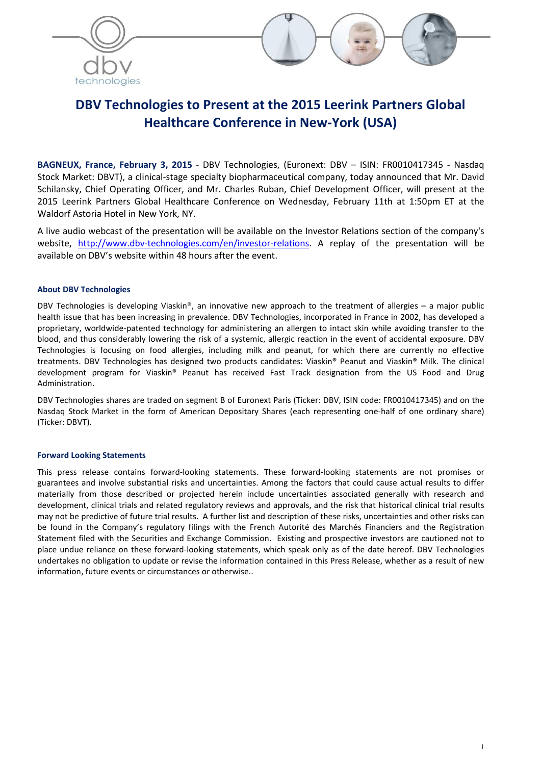# DBV Technologies to Present at the 2015 Leerink Partners Global Healthcare Conference in New-York (USA)

**BAGNEUX, France, February 3, 2015** - DBV Technologies, (Euronext: DBV – ISIN: FR0010417345 - Nasdaq Stock Market: DBVT), a clinical-stage specialty biopharmaceutical company, today announced that Mr. David Schilansky, Chief Operating Officer, and Mr. Charles Ruban, Chief Development Officer, will present at the 2015 Leerink Partners Global Healthcare Conference on Wednesday, February 11th at 1:50pm ET at the Waldorf Astoria Hotel in New York, NY.

A live audio webcast of the presentation will be available on the Investor Relations section of the company's website, http://www.dbv-technologies.com/en/investor-relations. A replay of the presentation will be available on DBV's website within 48 hours after the event.

#### About DBV Technologies

DBV Technologies is developing Viaskin®, an innovative new approach to the treatment of allergies – a major public health issue that has been increasing in prevalence. DBV Technologies, incorporated in France in 2002, has developed a proprietary, worldwide-patented technology for administering an allergen to intact skin while avoiding transfer to the blood, and thus considerably lowering the risk of a systemic, allergic reaction in the event of accidental exposure. DBV Technologies is focusing on food allergies, including milk and peanut, for which there are currently no effective treatments. DBV Technologies has designed two products candidates: Viaskin® Peanut and Viaskin® Milk. The clinical development program for Viaskin® Peanut has received Fast Track designation from the US Food and Drug Administration.

DBV Technologies shares are traded on segment B of Euronext Paris (Ticker: DBV, ISIN code: FR0010417345) and on the Nasdaq Stock Market in the form of American Depositary Shares (each representing one-half of one ordinary share) (Ticker: DBVT).

#### Forward Looking Statements

This press release contains forward-looking statements. These forward-looking statements are not promises or guarantees and involve substantial risks and uncertainties. Among the factors that could cause actual results to differ materially from those described or projected herein include uncertainties associated generally with research and development, clinical trials and related regulatory reviews and approvals, and the risk that historical clinical trial results may not be predictive of future trial results. A further list and description of these risks, uncertainties and other risks can be found in the Company's regulatory filings with the French Autorité des Marchés Financiers and the Registration Statement filed with the Securities and Exchange Commission. Existing and prospective investors are cautioned not to place undue reliance on these forward-looking statements, which speak only as of the date hereof. DBV Technologies undertakes no obligation to update or revise the information contained in this Press Release, whether as a result of new information, future events or circumstances or otherwise..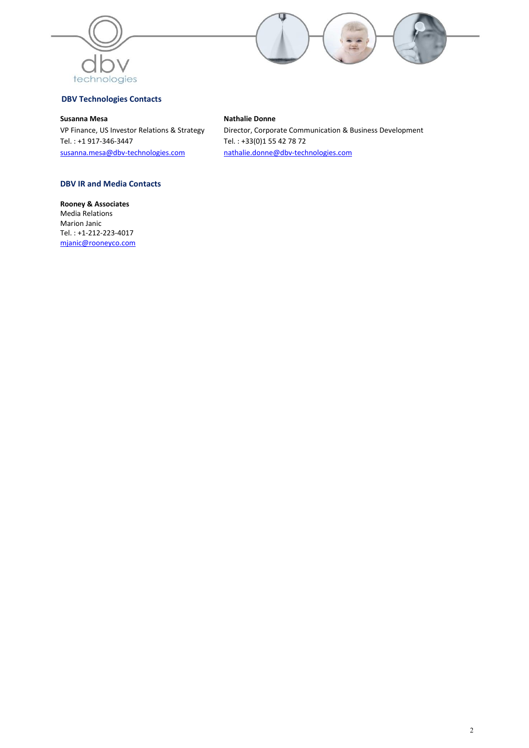## DBV Technologies Contacts

**Susanna Mesa**
VP Finance, US Investor Relations & Strategy
Tel. : +1 917-346-3447
susanna.mesa@dbv-technologies.com

**Nathalie Donne**
Director, Corporate Communication & Business Development
Tel. : +33(0)1 55 42 78 72
nathalie.donne@dbv-technologies.com

## DBV IR and Media Contacts

**Rooney & Associates**
Media Relations
Marion Janic
Tel. : +1-212-223-4017
mjanic@rooneyco.com